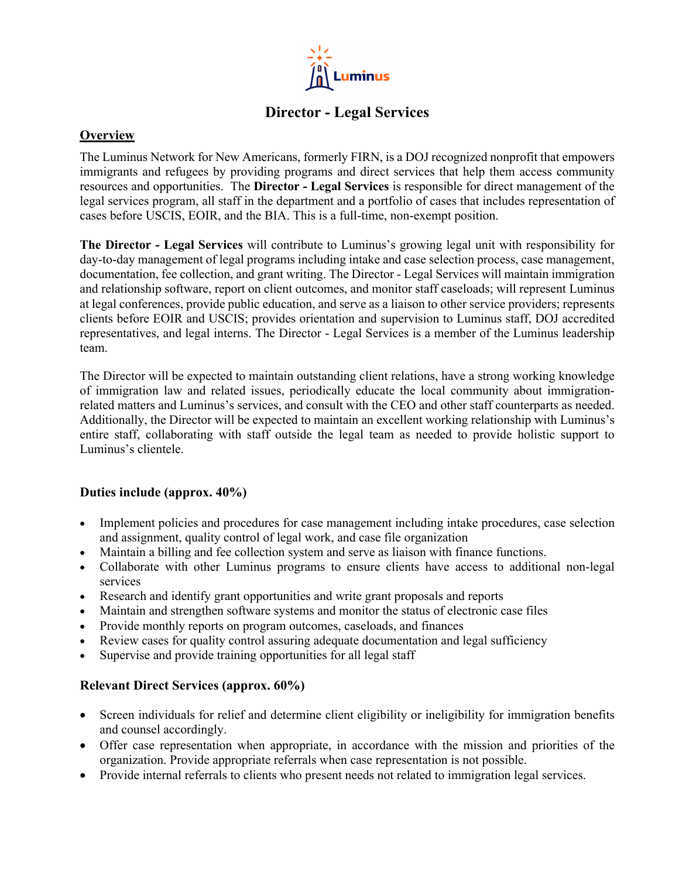# Director - Legal Services

**Overview**

The Luminus Network for New Americans, formerly FIRN, is a DOJ recognized nonprofit that empowers immigrants and refugees by providing programs and direct services that help them access community resources and opportunities. The **Director - Legal Services** is responsible for direct management of the legal services program, all staff in the department and a portfolio of cases that includes representation of cases before USCIS, EOIR, and the BIA. This is a full-time, non-exempt position.

**The Director - Legal Services** will contribute to Luminus's growing legal unit with responsibility for day-to-day management of legal programs including intake and case selection process, case management, documentation, fee collection, and grant writing. The Director - Legal Services will maintain immigration and relationship software, report on client outcomes, and monitor staff caseloads; will represent Luminus at legal conferences, provide public education, and serve as a liaison to other service providers; represents clients before EOIR and USCIS; provides orientation and supervision to Luminus staff, DOJ accredited representatives, and legal interns. The Director - Legal Services is a member of the Luminus leadership team.

The Director will be expected to maintain outstanding client relations, have a strong working knowledge of immigration law and related issues, periodically educate the local community about immigration-related matters and Luminus's services, and consult with the CEO and other staff counterparts as needed. Additionally, the Director will be expected to maintain an excellent working relationship with Luminus's entire staff, collaborating with staff outside the legal team as needed to provide holistic support to Luminus's clientele.

### Duties include (approx. 40%)

- Implement policies and procedures for case management including intake procedures, case selection and assignment, quality control of legal work, and case file organization
- Maintain a billing and fee collection system and serve as liaison with finance functions.
- Collaborate with other Luminus programs to ensure clients have access to additional non-legal services
- Research and identify grant opportunities and write grant proposals and reports
- Maintain and strengthen software systems and monitor the status of electronic case files
- Provide monthly reports on program outcomes, caseloads, and finances
- Review cases for quality control assuring adequate documentation and legal sufficiency
- Supervise and provide training opportunities for all legal staff

### Relevant Direct Services (approx. 60%)

- Screen individuals for relief and determine client eligibility or ineligibility for immigration benefits and counsel accordingly.
- Offer case representation when appropriate, in accordance with the mission and priorities of the organization. Provide appropriate referrals when case representation is not possible.
- Provide internal referrals to clients who present needs not related to immigration legal services.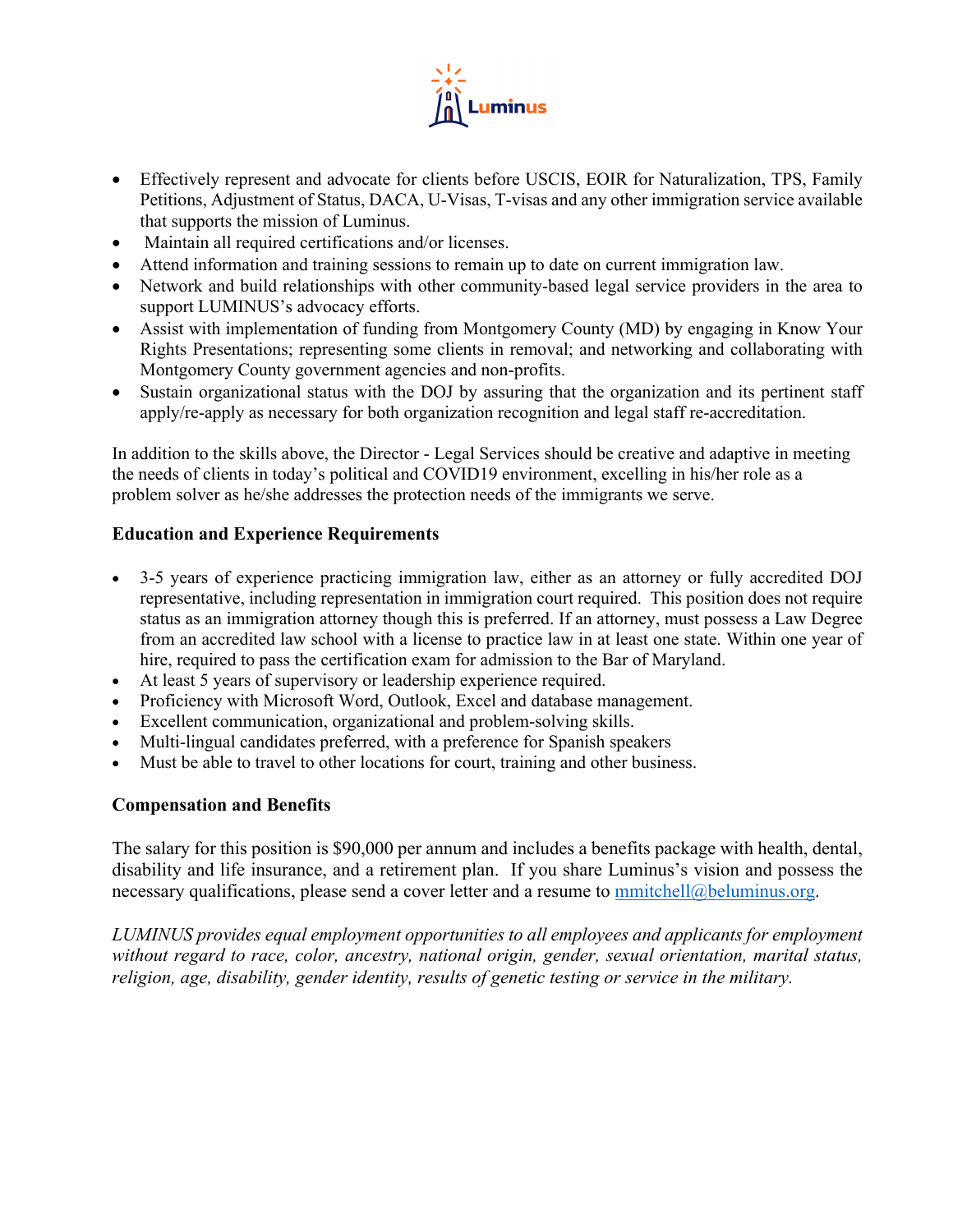- Effectively represent and advocate for clients before USCIS, EOIR for Naturalization, TPS, Family Petitions, Adjustment of Status, DACA, U-Visas, T-visas and any other immigration service available that supports the mission of Luminus.
- Maintain all required certifications and/or licenses.
- Attend information and training sessions to remain up to date on current immigration law.
- Network and build relationships with other community-based legal service providers in the area to support LUMINUS's advocacy efforts.
- Assist with implementation of funding from Montgomery County (MD) by engaging in Know Your Rights Presentations; representing some clients in removal; and networking and collaborating with Montgomery County government agencies and non-profits.
- Sustain organizational status with the DOJ by assuring that the organization and its pertinent staff apply/re-apply as necessary for both organization recognition and legal staff re-accreditation.

In addition to the skills above, the Director - Legal Services should be creative and adaptive in meeting the needs of clients in today's political and COVID19 environment, excelling in his/her role as a problem solver as he/she addresses the protection needs of the immigrants we serve.

### Education and Experience Requirements

- 3-5 years of experience practicing immigration law, either as an attorney or fully accredited DOJ representative, including representation in immigration court required. This position does not require status as an immigration attorney though this is preferred. If an attorney, must possess a Law Degree from an accredited law school with a license to practice law in at least one state. Within one year of hire, required to pass the certification exam for admission to the Bar of Maryland.
- At least 5 years of supervisory or leadership experience required.
- Proficiency with Microsoft Word, Outlook, Excel and database management.
- Excellent communication, organizational and problem-solving skills.
- Multi-lingual candidates preferred, with a preference for Spanish speakers
- Must be able to travel to other locations for court, training and other business.

### Compensation and Benefits

The salary for this position is $90,000 per annum and includes a benefits package with health, dental, disability and life insurance, and a retirement plan. If you share Luminus's vision and possess the necessary qualifications, please send a cover letter and a resume to mmitchell@beluminus.org.

*LUMINUS provides equal employment opportunities to all employees and applicants for employment without regard to race, color, ancestry, national origin, gender, sexual orientation, marital status, religion, age, disability, gender identity, results of genetic testing or service in the military.*